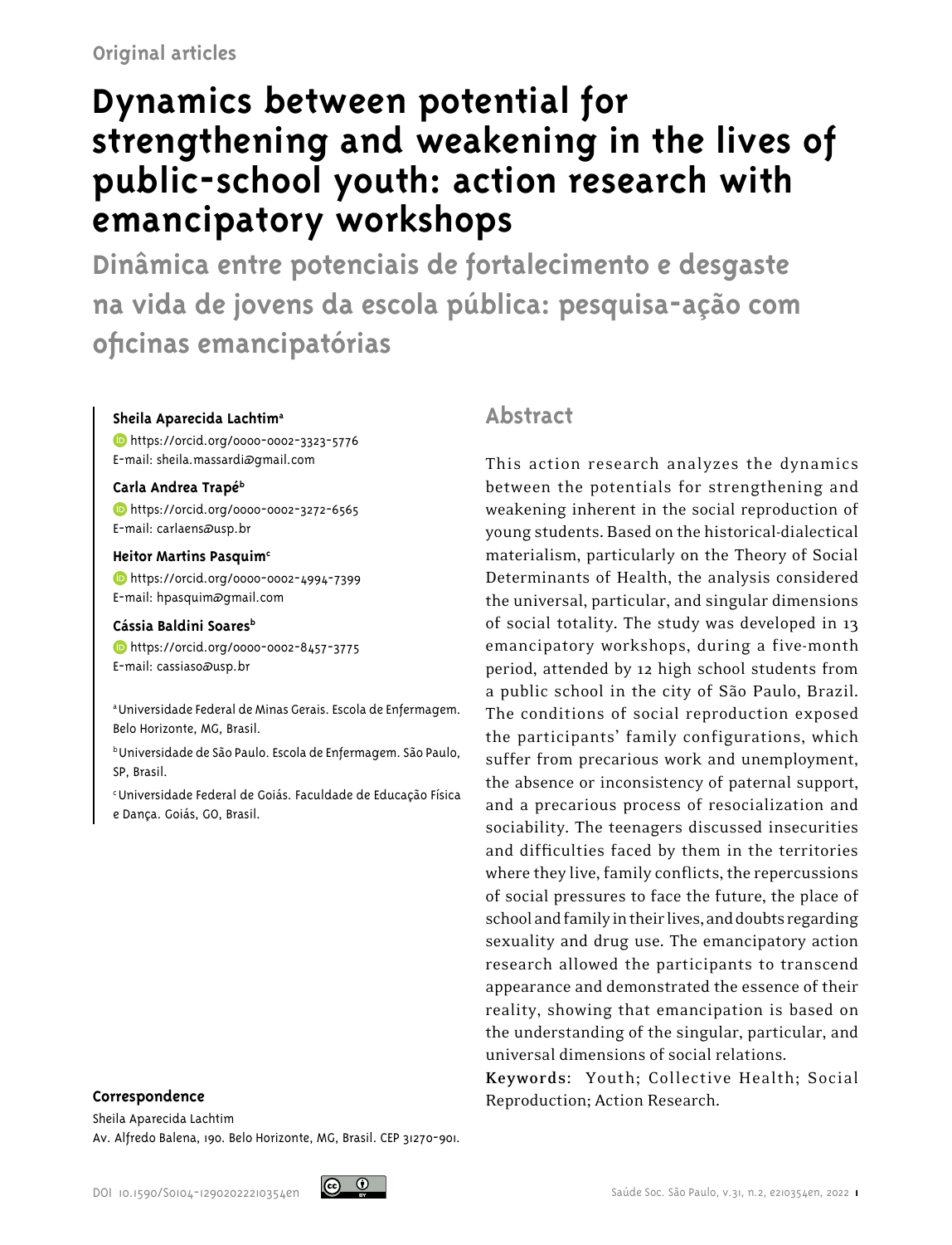Original articles

# Dynamics between potential for strengthening and weakening in the lives of public-school youth: action research with emancipatory workshops

## Dinâmica entre potenciais de fortalecimento e desgaste na vida de jovens da escola pública: pesquisa-ação com oficinas emancipatórias

**Sheila Aparecida Lachtim**[a]
https://orcid.org/0000-0002-3323-5776
E-mail: sheila.massardi@gmail.com

**Carla Andrea Trapé**[b]
https://orcid.org/0000-0002-3272-6565
E-mail: carlaens@usp.br

**Heitor Martins Pasquim**[c]
https://orcid.org/0000-0002-4994-7399
E-mail: hpasquim@gmail.com

**Cássia Baldini Soares**[b]
https://orcid.org/0000-0002-8457-3775
E-mail: cassiaso@usp.br

[a] Universidade Federal de Minas Gerais. Escola de Enfermagem. Belo Horizonte, MG, Brasil.

[b] Universidade de São Paulo. Escola de Enfermagem. São Paulo, SP, Brasil.

[c] Universidade Federal de Goiás. Faculdade de Educação Física e Dança. Goiás, GO, Brasil.

## Abstract

This action research analyzes the dynamics between the potentials for strengthening and weakening inherent in the social reproduction of young students. Based on the historical-dialectical materialism, particularly on the Theory of Social Determinants of Health, the analysis considered the universal, particular, and singular dimensions of social totality. The study was developed in 13 emancipatory workshops, during a five-month period, attended by 12 high school students from a public school in the city of São Paulo, Brazil. The conditions of social reproduction exposed the participants' family configurations, which suffer from precarious work and unemployment, the absence or inconsistency of paternal support, and a precarious process of resocialization and sociability. The teenagers discussed insecurities and difficulties faced by them in the territories where they live, family conflicts, the repercussions of social pressures to face the future, the place of school and family in their lives, and doubts regarding sexuality and drug use. The emancipatory action research allowed the participants to transcend appearance and demonstrated the essence of their reality, showing that emancipation is based on the understanding of the singular, particular, and universal dimensions of social relations.

**Keywords**: Youth; Collective Health; Social Reproduction; Action Research.

**Correspondence**

Sheila Aparecida Lachtim
Av. Alfredo Balena, 190. Belo Horizonte, MG, Brasil. CEP 31270-901.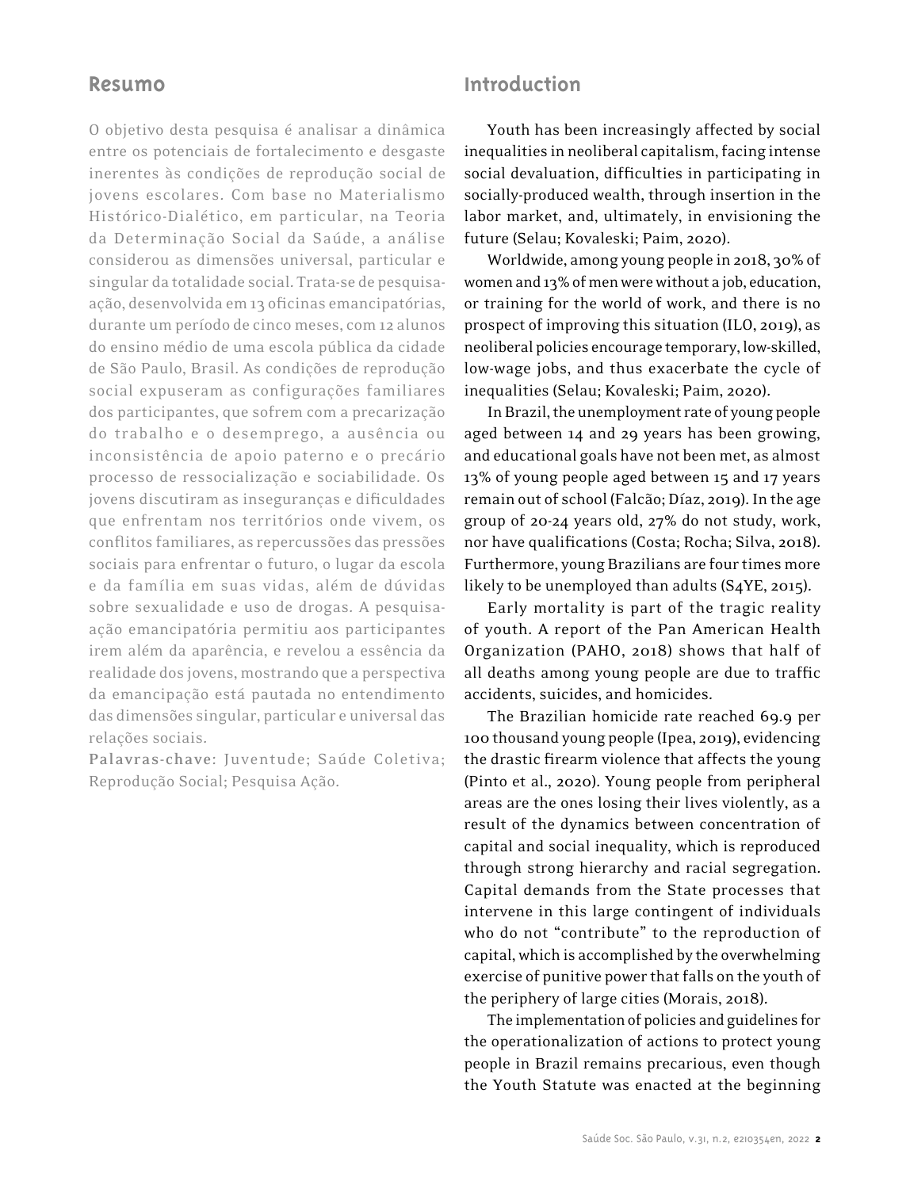## Resumo

O objetivo desta pesquisa é analisar a dinâmica entre os potenciais de fortalecimento e desgaste inerentes às condições de reprodução social de jovens escolares. Com base no Materialismo Histórico-Dialético, em particular, na Teoria da Determinação Social da Saúde, a análise considerou as dimensões universal, particular e singular da totalidade social. Trata-se de pesquisa-ação, desenvolvida em 13 oficinas emancipatórias, durante um período de cinco meses, com 12 alunos do ensino médio de uma escola pública da cidade de São Paulo, Brasil. As condições de reprodução social expuseram as configurações familiares dos participantes, que sofrem com a precarização do trabalho e o desemprego, a ausência ou inconsistência de apoio paterno e o precário processo de ressocialização e sociabilidade. Os jovens discutiram as inseguranças e dificuldades que enfrentam nos territórios onde vivem, os conflitos familiares, as repercussões das pressões sociais para enfrentar o futuro, o lugar da escola e da família em suas vidas, além de dúvidas sobre sexualidade e uso de drogas. A pesquisa-ação emancipatória permitiu aos participantes irem além da aparência, e revelou a essência da realidade dos jovens, mostrando que a perspectiva da emancipação está pautada no entendimento das dimensões singular, particular e universal das relações sociais.

**Palavras-chave**: Juventude; Saúde Coletiva; Reprodução Social; Pesquisa Ação.

## Introduction

Youth has been increasingly affected by social inequalities in neoliberal capitalism, facing intense social devaluation, difficulties in participating in socially-produced wealth, through insertion in the labor market, and, ultimately, in envisioning the future (Selau; Kovaleski; Paim, 2020).

Worldwide, among young people in 2018, 30% of women and 13% of men were without a job, education, or training for the world of work, and there is no prospect of improving this situation (ILO, 2019), as neoliberal policies encourage temporary, low-skilled, low-wage jobs, and thus exacerbate the cycle of inequalities (Selau; Kovaleski; Paim, 2020).

In Brazil, the unemployment rate of young people aged between 14 and 29 years has been growing, and educational goals have not been met, as almost 13% of young people aged between 15 and 17 years remain out of school (Falcão; Díaz, 2019). In the age group of 20-24 years old, 27% do not study, work, nor have qualifications (Costa; Rocha; Silva, 2018). Furthermore, young Brazilians are four times more likely to be unemployed than adults (S4YE, 2015).

Early mortality is part of the tragic reality of youth. A report of the Pan American Health Organization (PAHO, 2018) shows that half of all deaths among young people are due to traffic accidents, suicides, and homicides.

The Brazilian homicide rate reached 69.9 per 100 thousand young people (Ipea, 2019), evidencing the drastic firearm violence that affects the young (Pinto et al., 2020). Young people from peripheral areas are the ones losing their lives violently, as a result of the dynamics between concentration of capital and social inequality, which is reproduced through strong hierarchy and racial segregation. Capital demands from the State processes that intervene in this large contingent of individuals who do not "contribute" to the reproduction of capital, which is accomplished by the overwhelming exercise of punitive power that falls on the youth of the periphery of large cities (Morais, 2018).

The implementation of policies and guidelines for the operationalization of actions to protect young people in Brazil remains precarious, even though the Youth Statute was enacted at the beginning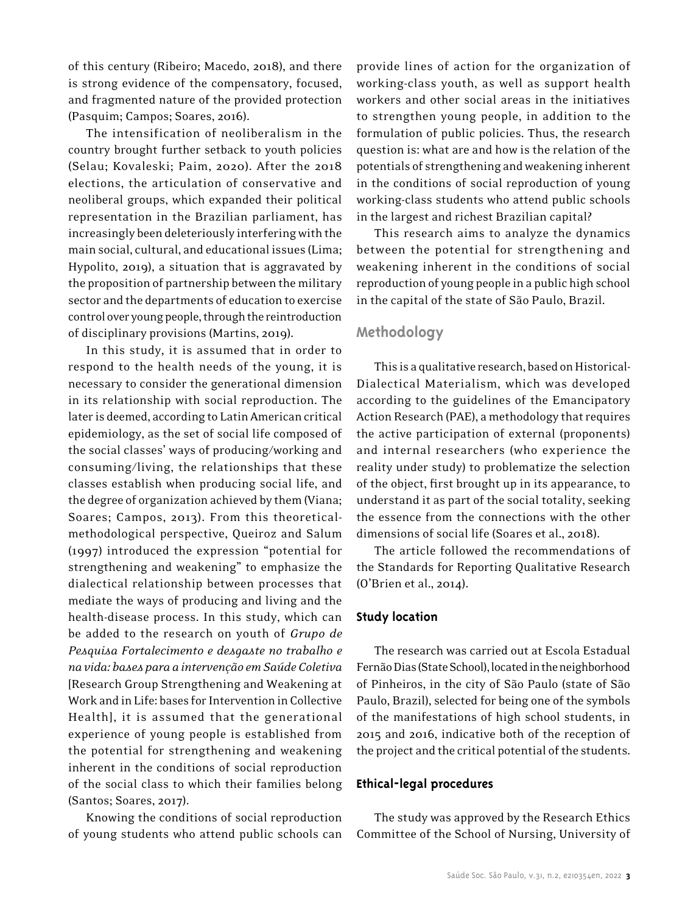of this century (Ribeiro; Macedo, 2018), and there is strong evidence of the compensatory, focused, and fragmented nature of the provided protection (Pasquim; Campos; Soares, 2016).

The intensification of neoliberalism in the country brought further setback to youth policies (Selau; Kovaleski; Paim, 2020). After the 2018 elections, the articulation of conservative and neoliberal groups, which expanded their political representation in the Brazilian parliament, has increasingly been deleteriously interfering with the main social, cultural, and educational issues (Lima; Hypolito, 2019), a situation that is aggravated by the proposition of partnership between the military sector and the departments of education to exercise control over young people, through the reintroduction of disciplinary provisions (Martins, 2019).

In this study, it is assumed that in order to respond to the health needs of the young, it is necessary to consider the generational dimension in its relationship with social reproduction. The later is deemed, according to Latin American critical epidemiology, as the set of social life composed of the social classes' ways of producing/working and consuming/living, the relationships that these classes establish when producing social life, and the degree of organization achieved by them (Viana; Soares; Campos, 2013). From this theoretical-methodological perspective, Queiroz and Salum (1997) introduced the expression "potential for strengthening and weakening" to emphasize the dialectical relationship between processes that mediate the ways of producing and living and the health-disease process. In this study, which can be added to the research on youth of *Grupo de Pesquisa Fortalecimento e desgaste no trabalho e na vida: bases para a intervenção em Saúde Coletiva* [Research Group Strengthening and Weakening at Work and in Life: bases for Intervention in Collective Health], it is assumed that the generational experience of young people is established from the potential for strengthening and weakening inherent in the conditions of social reproduction of the social class to which their families belong (Santos; Soares, 2017).

Knowing the conditions of social reproduction of young students who attend public schools can provide lines of action for the organization of working-class youth, as well as support health workers and other social areas in the initiatives to strengthen young people, in addition to the formulation of public policies. Thus, the research question is: what are and how is the relation of the potentials of strengthening and weakening inherent in the conditions of social reproduction of young working-class students who attend public schools in the largest and richest Brazilian capital?

This research aims to analyze the dynamics between the potential for strengthening and weakening inherent in the conditions of social reproduction of young people in a public high school in the capital of the state of São Paulo, Brazil.

## Methodology

This is a qualitative research, based on Historical-Dialectical Materialism, which was developed according to the guidelines of the Emancipatory Action Research (PAE), a methodology that requires the active participation of external (proponents) and internal researchers (who experience the reality under study) to problematize the selection of the object, first brought up in its appearance, to understand it as part of the social totality, seeking the essence from the connections with the other dimensions of social life (Soares et al., 2018).

The article followed the recommendations of the Standards for Reporting Qualitative Research (O'Brien et al., 2014).

### Study location

The research was carried out at Escola Estadual Fernão Dias (State School), located in the neighborhood of Pinheiros, in the city of São Paulo (state of São Paulo, Brazil), selected for being one of the symbols of the manifestations of high school students, in 2015 and 2016, indicative both of the reception of the project and the critical potential of the students.

### Ethical-legal procedures

The study was approved by the Research Ethics Committee of the School of Nursing, University of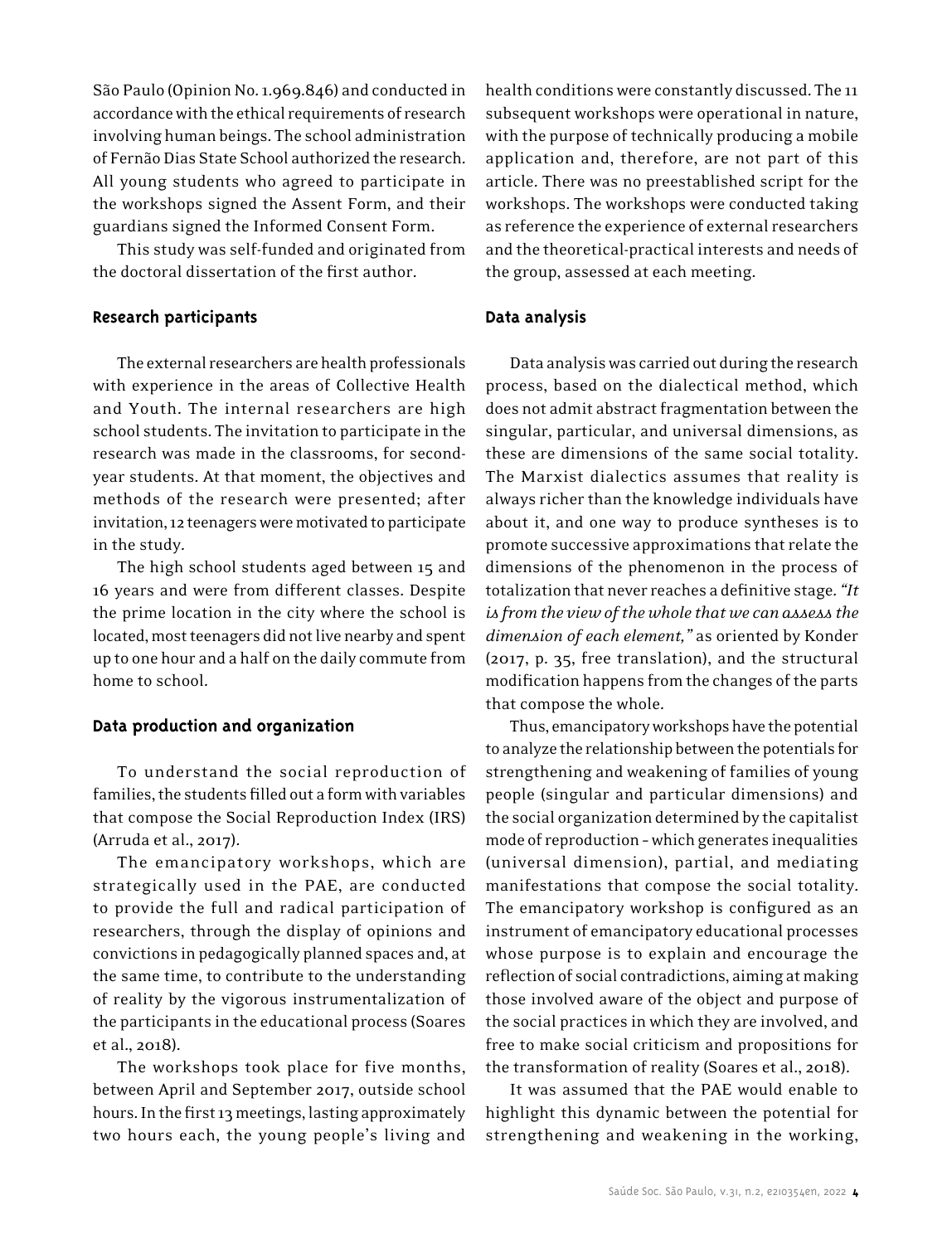São Paulo (Opinion No. 1.969.846) and conducted in accordance with the ethical requirements of research involving human beings. The school administration of Fernão Dias State School authorized the research. All young students who agreed to participate in the workshops signed the Assent Form, and their guardians signed the Informed Consent Form.

This study was self-funded and originated from the doctoral dissertation of the first author.

### Research participants

The external researchers are health professionals with experience in the areas of Collective Health and Youth. The internal researchers are high school students. The invitation to participate in the research was made in the classrooms, for second-year students. At that moment, the objectives and methods of the research were presented; after invitation, 12 teenagers were motivated to participate in the study.

The high school students aged between 15 and 16 years and were from different classes. Despite the prime location in the city where the school is located, most teenagers did not live nearby and spent up to one hour and a half on the daily commute from home to school.

### Data production and organization

To understand the social reproduction of families, the students filled out a form with variables that compose the Social Reproduction Index (IRS) (Arruda et al., 2017).

The emancipatory workshops, which are strategically used in the PAE, are conducted to provide the full and radical participation of researchers, through the display of opinions and convictions in pedagogically planned spaces and, at the same time, to contribute to the understanding of reality by the vigorous instrumentalization of the participants in the educational process (Soares et al., 2018).

The workshops took place for five months, between April and September 2017, outside school hours. In the first 13 meetings, lasting approximately two hours each, the young people's living and health conditions were constantly discussed. The 11 subsequent workshops were operational in nature, with the purpose of technically producing a mobile application and, therefore, are not part of this article. There was no preestablished script for the workshops. The workshops were conducted taking as reference the experience of external researchers and the theoretical-practical interests and needs of the group, assessed at each meeting.

### Data analysis

Data analysis was carried out during the research process, based on the dialectical method, which does not admit abstract fragmentation between the singular, particular, and universal dimensions, as these are dimensions of the same social totality. The Marxist dialectics assumes that reality is always richer than the knowledge individuals have about it, and one way to produce syntheses is to promote successive approximations that relate the dimensions of the phenomenon in the process of totalization that never reaches a definitive stage. *"It is from the view of the whole that we can assess the dimension of each element,"* as oriented by Konder (2017, p. 35, free translation), and the structural modification happens from the changes of the parts that compose the whole.

Thus, emancipatory workshops have the potential to analyze the relationship between the potentials for strengthening and weakening of families of young people (singular and particular dimensions) and the social organization determined by the capitalist mode of reproduction – which generates inequalities (universal dimension), partial, and mediating manifestations that compose the social totality. The emancipatory workshop is configured as an instrument of emancipatory educational processes whose purpose is to explain and encourage the reflection of social contradictions, aiming at making those involved aware of the object and purpose of the social practices in which they are involved, and free to make social criticism and propositions for the transformation of reality (Soares et al., 2018).

It was assumed that the PAE would enable to highlight this dynamic between the potential for strengthening and weakening in the working,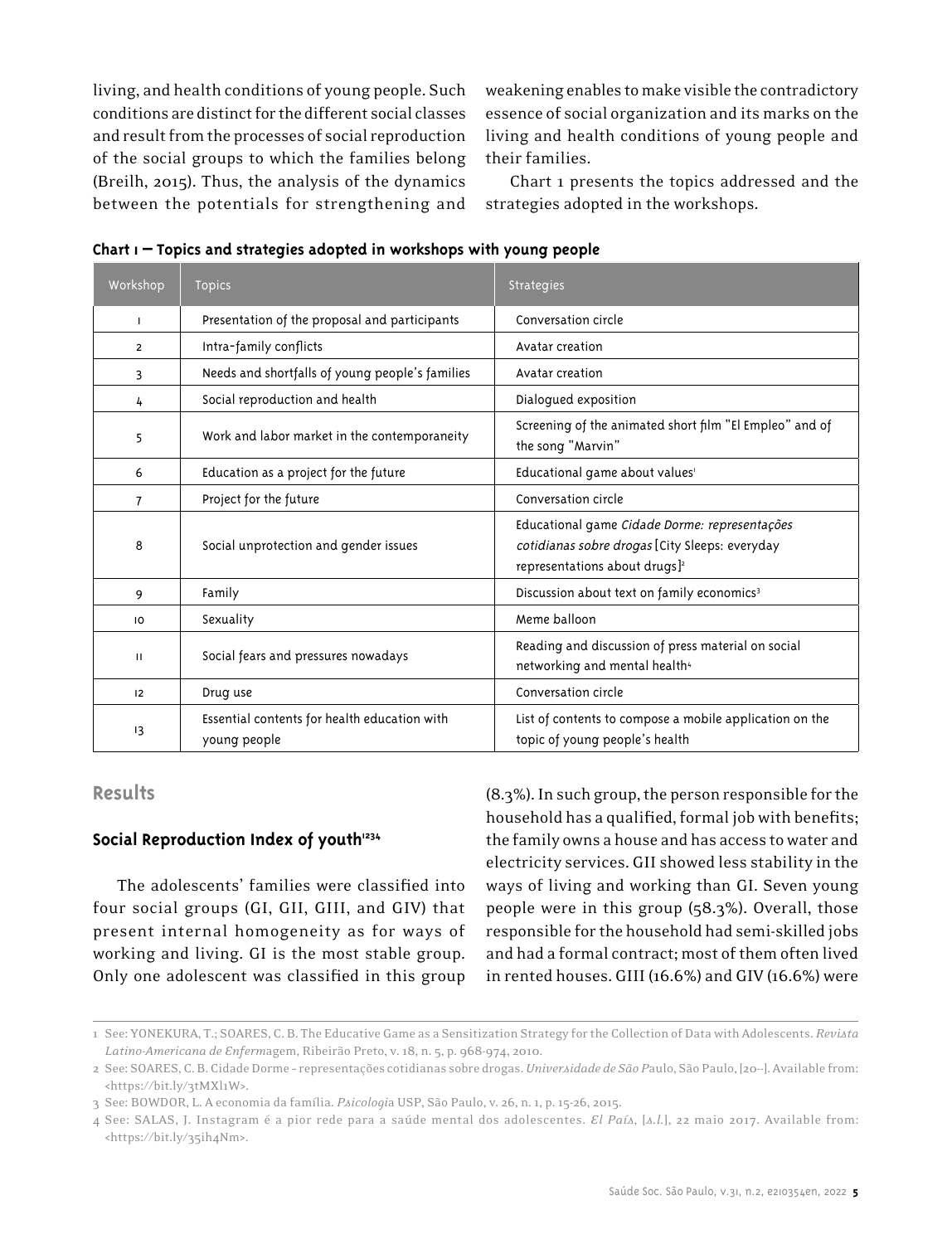living, and health conditions of young people. Such conditions are distinct for the different social classes and result from the processes of social reproduction of the social groups to which the families belong (Breilh, 2015). Thus, the analysis of the dynamics between the potentials for strengthening and weakening enables to make visible the contradictory essence of social organization and its marks on the living and health conditions of young people and their families.

Chart 1 presents the topics addressed and the strategies adopted in the workshops.

**Chart 1 – Topics and strategies adopted in workshops with young people**

| Workshop | Topics | Strategies |
|---|---|---|
| 1 | Presentation of the proposal and participants | Conversation circle |
| 2 | Intra-family conflicts | Avatar creation |
| 3 | Needs and shortfalls of young people's families | Avatar creation |
| 4 | Social reproduction and health | Dialogued exposition |
| 5 | Work and labor market in the contemporaneity | Screening of the animated short film "El Empleo" and of the song "Marvin" |
| 6 | Education as a project for the future | Educational game about values[1] |
| 7 | Project for the future | Conversation circle |
| 8 | Social unprotection and gender issues | Educational game *Cidade Dorme: representações cotidianas sobre drogas* [City Sleeps: everyday representations about drugs][2] |
| 9 | Family | Discussion about text on family economics[3] |
| 10 | Sexuality | Meme balloon |
| 11 | Social fears and pressures nowadays | Reading and discussion of press material on social networking and mental health[4] |
| 12 | Drug use | Conversation circle |
| 13 | Essential contents for health education with young people | List of contents to compose a mobile application on the topic of young people's health |

## Results

### Social Reproduction Index of youth[1234]

The adolescents' families were classified into four social groups (GI, GII, GIII, and GIV) that present internal homogeneity as for ways of working and living. GI is the most stable group. Only one adolescent was classified in this group (8.3%). In such group, the person responsible for the household has a qualified, formal job with benefits; the family owns a house and has access to water and electricity services. GII showed less stability in the ways of living and working than GI. Seven young people were in this group (58.3%). Overall, those responsible for the household had semi-skilled jobs and had a formal contract; most of them often lived in rented houses. GIII (16.6%) and GIV (16.6%) were

---

1 See: YONEKURA, T.; SOARES, C. B. The Educative Game as a Sensitization Strategy for the Collection of Data with Adolescents. *Revista Latino-Americana de Enfermagem*, Ribeirão Preto, v. 18, n. 5, p. 968-974, 2010.

2 See: SOARES, C. B. Cidade Dorme – representações cotidianas sobre drogas. *Universidade de São Paulo*, São Paulo, [20--]. Available from: <https://bit.ly/3tMXl1W>.

3 See: BOWDOR, L. A economia da família. *Psicologia* USP, São Paulo, v. 26, n. 1, p. 15-26, 2015.

4 See: SALAS, J. Instagram é a pior rede para a saúde mental dos adolescentes. *El País*, [s.l.], 22 maio 2017. Available from: <https://bit.ly/35ih4Nm>.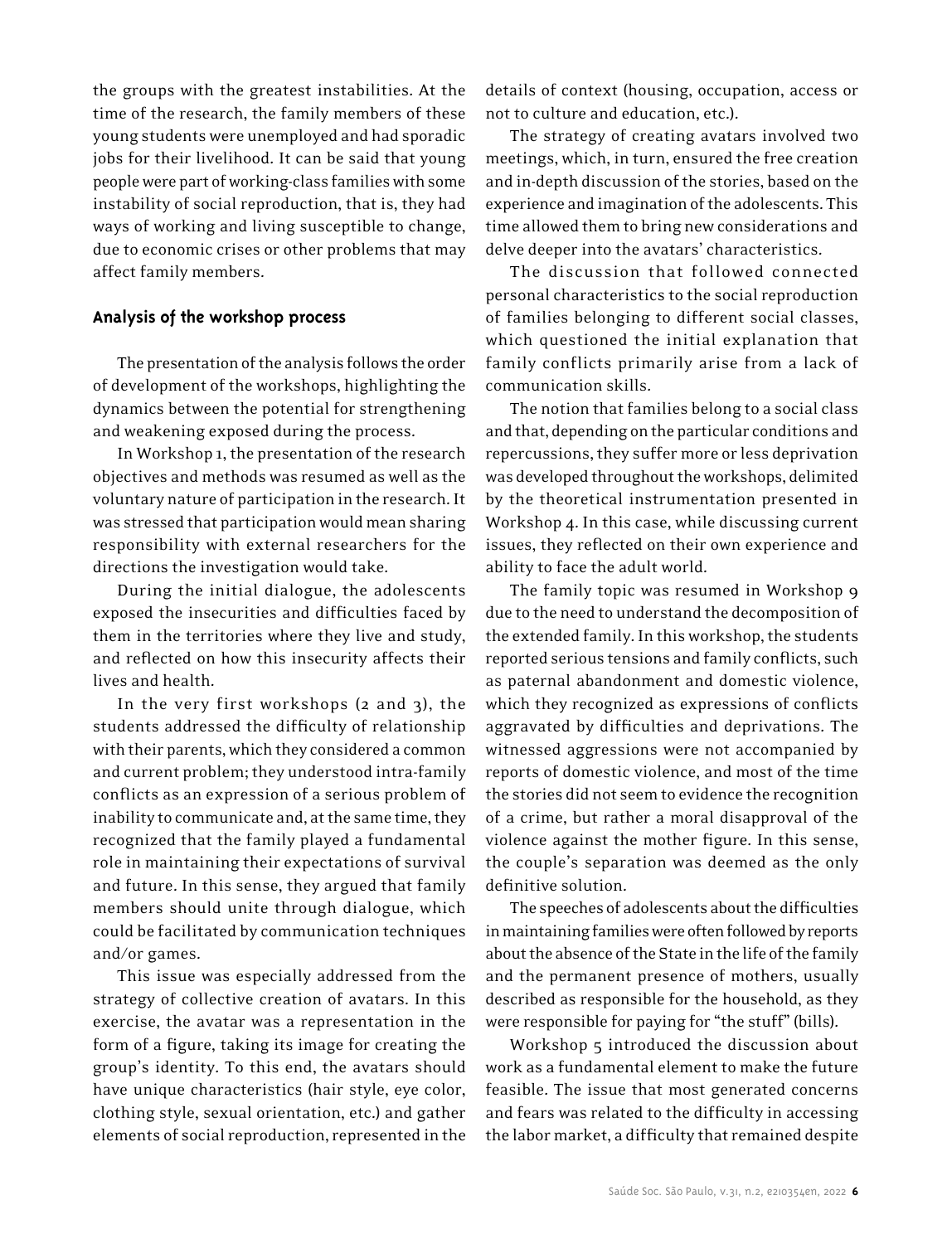the groups with the greatest instabilities. At the time of the research, the family members of these young students were unemployed and had sporadic jobs for their livelihood. It can be said that young people were part of working-class families with some instability of social reproduction, that is, they had ways of working and living susceptible to change, due to economic crises or other problems that may affect family members.

## Analysis of the workshop process

The presentation of the analysis follows the order of development of the workshops, highlighting the dynamics between the potential for strengthening and weakening exposed during the process.

In Workshop 1, the presentation of the research objectives and methods was resumed as well as the voluntary nature of participation in the research. It was stressed that participation would mean sharing responsibility with external researchers for the directions the investigation would take.

During the initial dialogue, the adolescents exposed the insecurities and difficulties faced by them in the territories where they live and study, and reflected on how this insecurity affects their lives and health.

In the very first workshops (2 and 3), the students addressed the difficulty of relationship with their parents, which they considered a common and current problem; they understood intra-family conflicts as an expression of a serious problem of inability to communicate and, at the same time, they recognized that the family played a fundamental role in maintaining their expectations of survival and future. In this sense, they argued that family members should unite through dialogue, which could be facilitated by communication techniques and/or games.

This issue was especially addressed from the strategy of collective creation of avatars. In this exercise, the avatar was a representation in the form of a figure, taking its image for creating the group's identity. To this end, the avatars should have unique characteristics (hair style, eye color, clothing style, sexual orientation, etc.) and gather elements of social reproduction, represented in the details of context (housing, occupation, access or not to culture and education, etc.).

The strategy of creating avatars involved two meetings, which, in turn, ensured the free creation and in-depth discussion of the stories, based on the experience and imagination of the adolescents. This time allowed them to bring new considerations and delve deeper into the avatars' characteristics.

The discussion that followed connected personal characteristics to the social reproduction of families belonging to different social classes, which questioned the initial explanation that family conflicts primarily arise from a lack of communication skills.

The notion that families belong to a social class and that, depending on the particular conditions and repercussions, they suffer more or less deprivation was developed throughout the workshops, delimited by the theoretical instrumentation presented in Workshop 4. In this case, while discussing current issues, they reflected on their own experience and ability to face the adult world.

The family topic was resumed in Workshop 9 due to the need to understand the decomposition of the extended family. In this workshop, the students reported serious tensions and family conflicts, such as paternal abandonment and domestic violence, which they recognized as expressions of conflicts aggravated by difficulties and deprivations. The witnessed aggressions were not accompanied by reports of domestic violence, and most of the time the stories did not seem to evidence the recognition of a crime, but rather a moral disapproval of the violence against the mother figure. In this sense, the couple's separation was deemed as the only definitive solution.

The speeches of adolescents about the difficulties in maintaining families were often followed by reports about the absence of the State in the life of the family and the permanent presence of mothers, usually described as responsible for the household, as they were responsible for paying for "the stuff" (bills).

Workshop 5 introduced the discussion about work as a fundamental element to make the future feasible. The issue that most generated concerns and fears was related to the difficulty in accessing the labor market, a difficulty that remained despite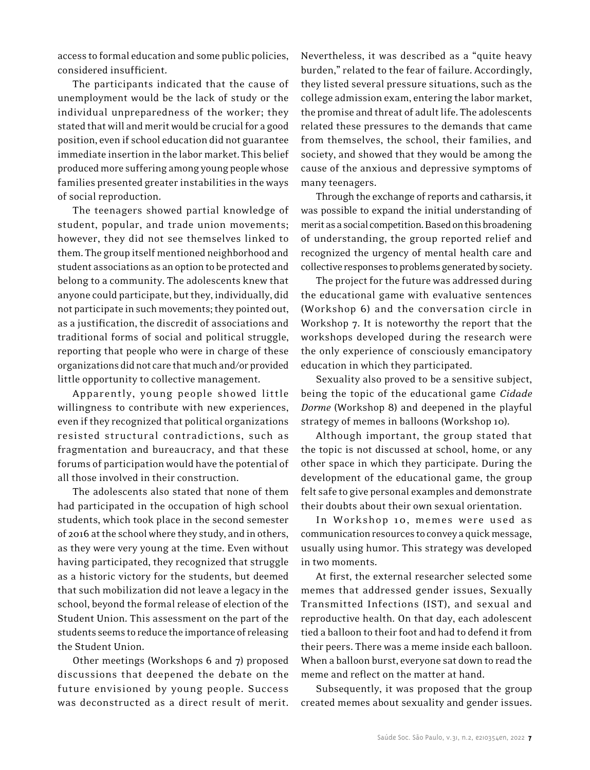access to formal education and some public policies, considered insufficient.

The participants indicated that the cause of unemployment would be the lack of study or the individual unpreparedness of the worker; they stated that will and merit would be crucial for a good position, even if school education did not guarantee immediate insertion in the labor market. This belief produced more suffering among young people whose families presented greater instabilities in the ways of social reproduction.

The teenagers showed partial knowledge of student, popular, and trade union movements; however, they did not see themselves linked to them. The group itself mentioned neighborhood and student associations as an option to be protected and belong to a community. The adolescents knew that anyone could participate, but they, individually, did not participate in such movements; they pointed out, as a justification, the discredit of associations and traditional forms of social and political struggle, reporting that people who were in charge of these organizations did not care that much and/or provided little opportunity to collective management.

Apparently, young people showed little willingness to contribute with new experiences, even if they recognized that political organizations resisted structural contradictions, such as fragmentation and bureaucracy, and that these forums of participation would have the potential of all those involved in their construction.

The adolescents also stated that none of them had participated in the occupation of high school students, which took place in the second semester of 2016 at the school where they study, and in others, as they were very young at the time. Even without having participated, they recognized that struggle as a historic victory for the students, but deemed that such mobilization did not leave a legacy in the school, beyond the formal release of election of the Student Union. This assessment on the part of the students seems to reduce the importance of releasing the Student Union.

Other meetings (Workshops 6 and 7) proposed discussions that deepened the debate on the future envisioned by young people. Success was deconstructed as a direct result of merit. Nevertheless, it was described as a "quite heavy burden," related to the fear of failure. Accordingly, they listed several pressure situations, such as the college admission exam, entering the labor market, the promise and threat of adult life. The adolescents related these pressures to the demands that came from themselves, the school, their families, and society, and showed that they would be among the cause of the anxious and depressive symptoms of many teenagers.

Through the exchange of reports and catharsis, it was possible to expand the initial understanding of merit as a social competition. Based on this broadening of understanding, the group reported relief and recognized the urgency of mental health care and collective responses to problems generated by society.

The project for the future was addressed during the educational game with evaluative sentences (Workshop 6) and the conversation circle in Workshop 7. It is noteworthy the report that the workshops developed during the research were the only experience of consciously emancipatory education in which they participated.

Sexuality also proved to be a sensitive subject, being the topic of the educational game *Cidade Dorme* (Workshop 8) and deepened in the playful strategy of memes in balloons (Workshop 10).

Although important, the group stated that the topic is not discussed at school, home, or any other space in which they participate. During the development of the educational game, the group felt safe to give personal examples and demonstrate their doubts about their own sexual orientation.

In Workshop 10, memes were used as communication resources to convey a quick message, usually using humor. This strategy was developed in two moments.

At first, the external researcher selected some memes that addressed gender issues, Sexually Transmitted Infections (IST), and sexual and reproductive health. On that day, each adolescent tied a balloon to their foot and had to defend it from their peers. There was a meme inside each balloon. When a balloon burst, everyone sat down to read the meme and reflect on the matter at hand.

Subsequently, it was proposed that the group created memes about sexuality and gender issues.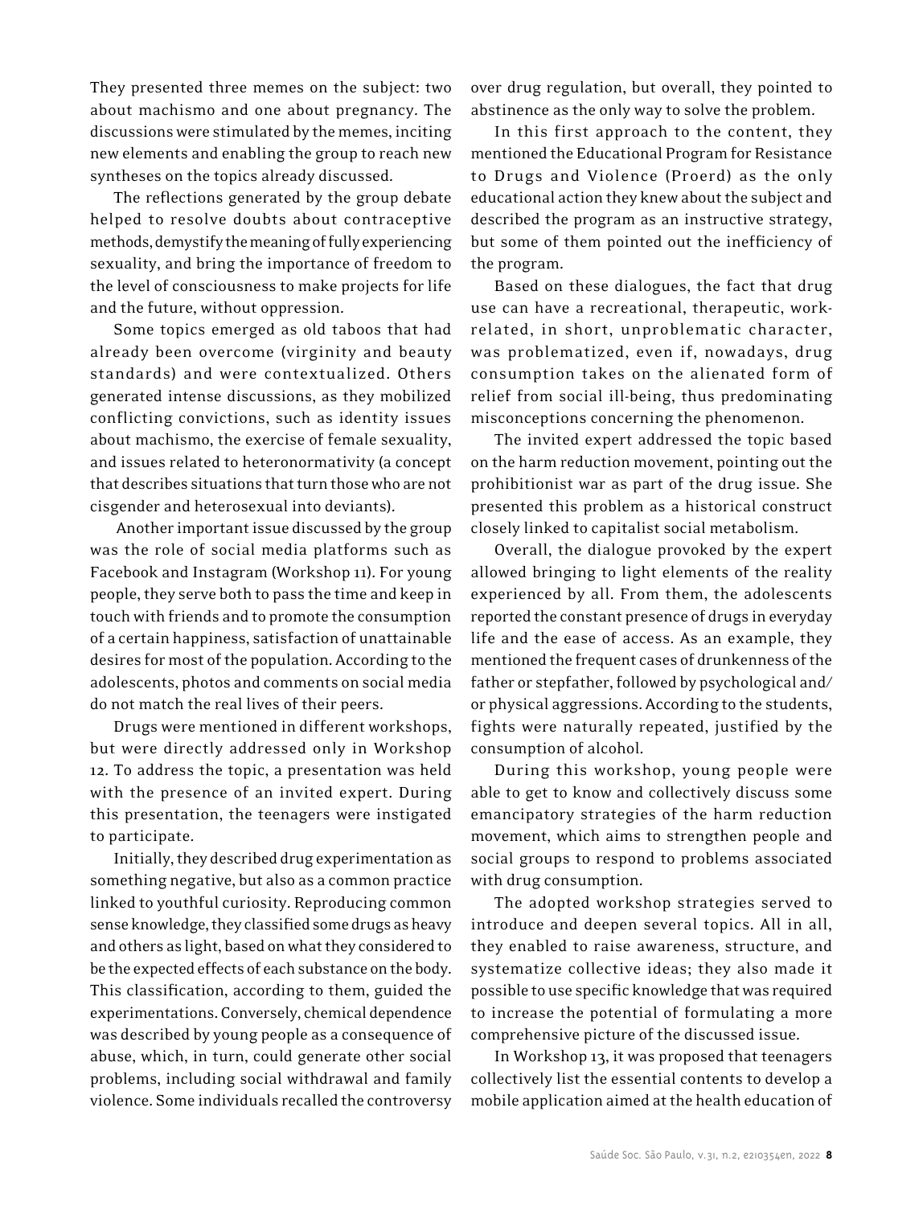They presented three memes on the subject: two about machismo and one about pregnancy. The discussions were stimulated by the memes, inciting new elements and enabling the group to reach new syntheses on the topics already discussed.

The reflections generated by the group debate helped to resolve doubts about contraceptive methods, demystify the meaning of fully experiencing sexuality, and bring the importance of freedom to the level of consciousness to make projects for life and the future, without oppression.

Some topics emerged as old taboos that had already been overcome (virginity and beauty standards) and were contextualized. Others generated intense discussions, as they mobilized conflicting convictions, such as identity issues about machismo, the exercise of female sexuality, and issues related to heteronormativity (a concept that describes situations that turn those who are not cisgender and heterosexual into deviants).

Another important issue discussed by the group was the role of social media platforms such as Facebook and Instagram (Workshop 11). For young people, they serve both to pass the time and keep in touch with friends and to promote the consumption of a certain happiness, satisfaction of unattainable desires for most of the population. According to the adolescents, photos and comments on social media do not match the real lives of their peers.

Drugs were mentioned in different workshops, but were directly addressed only in Workshop 12. To address the topic, a presentation was held with the presence of an invited expert. During this presentation, the teenagers were instigated to participate.

Initially, they described drug experimentation as something negative, but also as a common practice linked to youthful curiosity. Reproducing common sense knowledge, they classified some drugs as heavy and others as light, based on what they considered to be the expected effects of each substance on the body. This classification, according to them, guided the experimentations. Conversely, chemical dependence was described by young people as a consequence of abuse, which, in turn, could generate other social problems, including social withdrawal and family violence. Some individuals recalled the controversy over drug regulation, but overall, they pointed to abstinence as the only way to solve the problem.

In this first approach to the content, they mentioned the Educational Program for Resistance to Drugs and Violence (Proerd) as the only educational action they knew about the subject and described the program as an instructive strategy, but some of them pointed out the inefficiency of the program.

Based on these dialogues, the fact that drug use can have a recreational, therapeutic, work-related, in short, unproblematic character, was problematized, even if, nowadays, drug consumption takes on the alienated form of relief from social ill-being, thus predominating misconceptions concerning the phenomenon.

The invited expert addressed the topic based on the harm reduction movement, pointing out the prohibitionist war as part of the drug issue. She presented this problem as a historical construct closely linked to capitalist social metabolism.

Overall, the dialogue provoked by the expert allowed bringing to light elements of the reality experienced by all. From them, the adolescents reported the constant presence of drugs in everyday life and the ease of access. As an example, they mentioned the frequent cases of drunkenness of the father or stepfather, followed by psychological and/or physical aggressions. According to the students, fights were naturally repeated, justified by the consumption of alcohol.

During this workshop, young people were able to get to know and collectively discuss some emancipatory strategies of the harm reduction movement, which aims to strengthen people and social groups to respond to problems associated with drug consumption.

The adopted workshop strategies served to introduce and deepen several topics. All in all, they enabled to raise awareness, structure, and systematize collective ideas; they also made it possible to use specific knowledge that was required to increase the potential of formulating a more comprehensive picture of the discussed issue.

In Workshop 13, it was proposed that teenagers collectively list the essential contents to develop a mobile application aimed at the health education of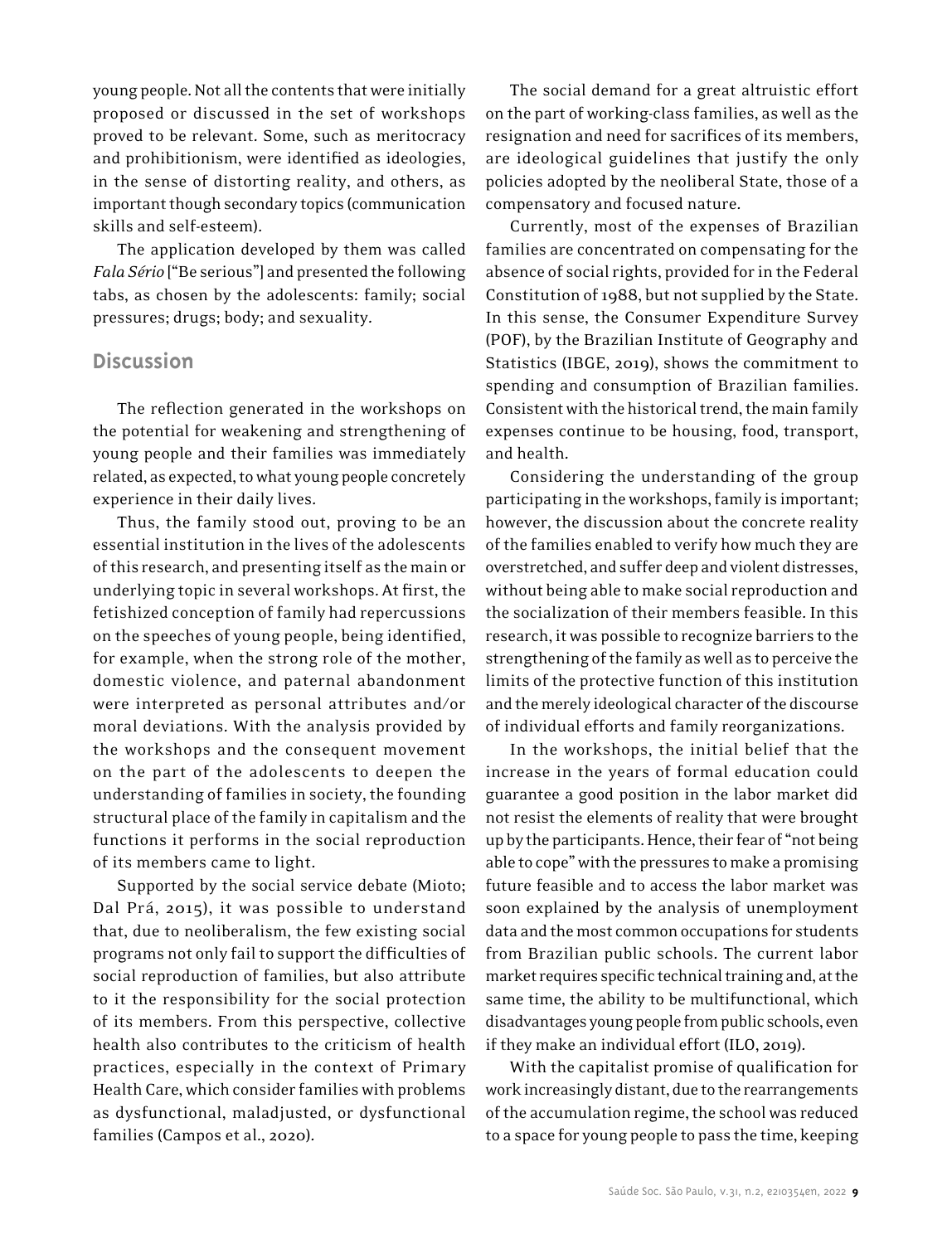young people. Not all the contents that were initially proposed or discussed in the set of workshops proved to be relevant. Some, such as meritocracy and prohibitionism, were identified as ideologies, in the sense of distorting reality, and others, as important though secondary topics (communication skills and self-esteem).

The application developed by them was called *Fala Sério* ["Be serious"] and presented the following tabs, as chosen by the adolescents: family; social pressures; drugs; body; and sexuality.

## Discussion

The reflection generated in the workshops on the potential for weakening and strengthening of young people and their families was immediately related, as expected, to what young people concretely experience in their daily lives.

Thus, the family stood out, proving to be an essential institution in the lives of the adolescents of this research, and presenting itself as the main or underlying topic in several workshops. At first, the fetishized conception of family had repercussions on the speeches of young people, being identified, for example, when the strong role of the mother, domestic violence, and paternal abandonment were interpreted as personal attributes and/or moral deviations. With the analysis provided by the workshops and the consequent movement on the part of the adolescents to deepen the understanding of families in society, the founding structural place of the family in capitalism and the functions it performs in the social reproduction of its members came to light.

Supported by the social service debate (Mioto; Dal Prá, 2015), it was possible to understand that, due to neoliberalism, the few existing social programs not only fail to support the difficulties of social reproduction of families, but also attribute to it the responsibility for the social protection of its members. From this perspective, collective health also contributes to the criticism of health practices, especially in the context of Primary Health Care, which consider families with problems as dysfunctional, maladjusted, or dysfunctional families (Campos et al., 2020).

The social demand for a great altruistic effort on the part of working-class families, as well as the resignation and need for sacrifices of its members, are ideological guidelines that justify the only policies adopted by the neoliberal State, those of a compensatory and focused nature.

Currently, most of the expenses of Brazilian families are concentrated on compensating for the absence of social rights, provided for in the Federal Constitution of 1988, but not supplied by the State. In this sense, the Consumer Expenditure Survey (POF), by the Brazilian Institute of Geography and Statistics (IBGE, 2019), shows the commitment to spending and consumption of Brazilian families. Consistent with the historical trend, the main family expenses continue to be housing, food, transport, and health.

Considering the understanding of the group participating in the workshops, family is important; however, the discussion about the concrete reality of the families enabled to verify how much they are overstretched, and suffer deep and violent distresses, without being able to make social reproduction and the socialization of their members feasible. In this research, it was possible to recognize barriers to the strengthening of the family as well as to perceive the limits of the protective function of this institution and the merely ideological character of the discourse of individual efforts and family reorganizations.

In the workshops, the initial belief that the increase in the years of formal education could guarantee a good position in the labor market did not resist the elements of reality that were brought up by the participants. Hence, their fear of "not being able to cope" with the pressures to make a promising future feasible and to access the labor market was soon explained by the analysis of unemployment data and the most common occupations for students from Brazilian public schools. The current labor market requires specific technical training and, at the same time, the ability to be multifunctional, which disadvantages young people from public schools, even if they make an individual effort (ILO, 2019).

With the capitalist promise of qualification for work increasingly distant, due to the rearrangements of the accumulation regime, the school was reduced to a space for young people to pass the time, keeping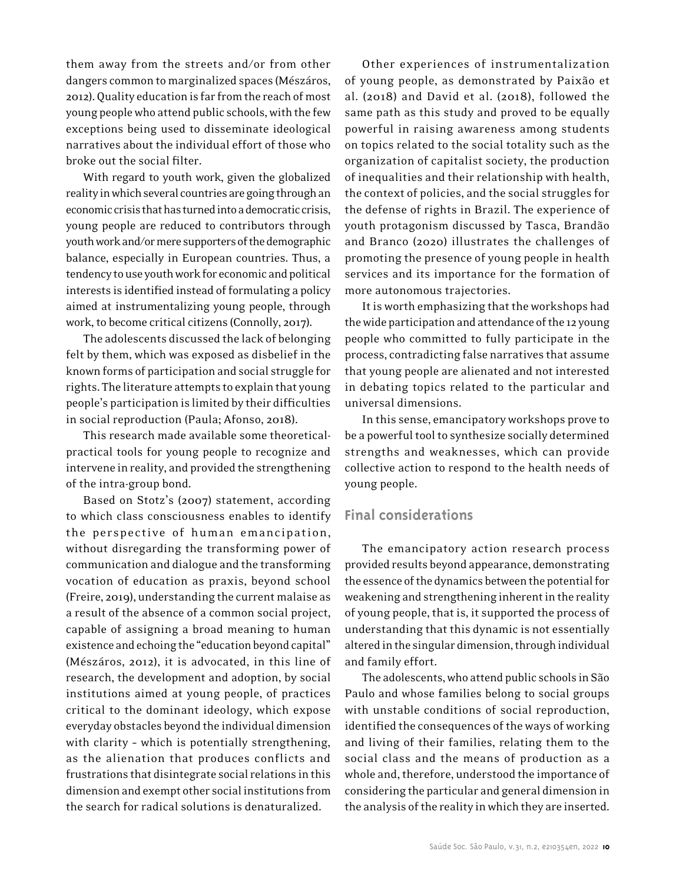them away from the streets and/or from other dangers common to marginalized spaces (Mészáros, 2012). Quality education is far from the reach of most young people who attend public schools, with the few exceptions being used to disseminate ideological narratives about the individual effort of those who broke out the social filter.

With regard to youth work, given the globalized reality in which several countries are going through an economic crisis that has turned into a democratic crisis, young people are reduced to contributors through youth work and/or mere supporters of the demographic balance, especially in European countries. Thus, a tendency to use youth work for economic and political interests is identified instead of formulating a policy aimed at instrumentalizing young people, through work, to become critical citizens (Connolly, 2017).

The adolescents discussed the lack of belonging felt by them, which was exposed as disbelief in the known forms of participation and social struggle for rights. The literature attempts to explain that young people's participation is limited by their difficulties in social reproduction (Paula; Afonso, 2018).

This research made available some theoretical-practical tools for young people to recognize and intervene in reality, and provided the strengthening of the intra-group bond.

Based on Stotz's (2007) statement, according to which class consciousness enables to identify the perspective of human emancipation, without disregarding the transforming power of communication and dialogue and the transforming vocation of education as praxis, beyond school (Freire, 2019), understanding the current malaise as a result of the absence of a common social project, capable of assigning a broad meaning to human existence and echoing the "education beyond capital" (Mészáros, 2012), it is advocated, in this line of research, the development and adoption, by social institutions aimed at young people, of practices critical to the dominant ideology, which expose everyday obstacles beyond the individual dimension with clarity – which is potentially strengthening, as the alienation that produces conflicts and frustrations that disintegrate social relations in this dimension and exempt other social institutions from the search for radical solutions is denaturalized.

Other experiences of instrumentalization of young people, as demonstrated by Paixão et al. (2018) and David et al. (2018), followed the same path as this study and proved to be equally powerful in raising awareness among students on topics related to the social totality such as the organization of capitalist society, the production of inequalities and their relationship with health, the context of policies, and the social struggles for the defense of rights in Brazil. The experience of youth protagonism discussed by Tasca, Brandão and Branco (2020) illustrates the challenges of promoting the presence of young people in health services and its importance for the formation of more autonomous trajectories.

It is worth emphasizing that the workshops had the wide participation and attendance of the 12 young people who committed to fully participate in the process, contradicting false narratives that assume that young people are alienated and not interested in debating topics related to the particular and universal dimensions.

In this sense, emancipatory workshops prove to be a powerful tool to synthesize socially determined strengths and weaknesses, which can provide collective action to respond to the health needs of young people.

## Final considerations

The emancipatory action research process provided results beyond appearance, demonstrating the essence of the dynamics between the potential for weakening and strengthening inherent in the reality of young people, that is, it supported the process of understanding that this dynamic is not essentially altered in the singular dimension, through individual and family effort.

The adolescents, who attend public schools in São Paulo and whose families belong to social groups with unstable conditions of social reproduction, identified the consequences of the ways of working and living of their families, relating them to the social class and the means of production as a whole and, therefore, understood the importance of considering the particular and general dimension in the analysis of the reality in which they are inserted.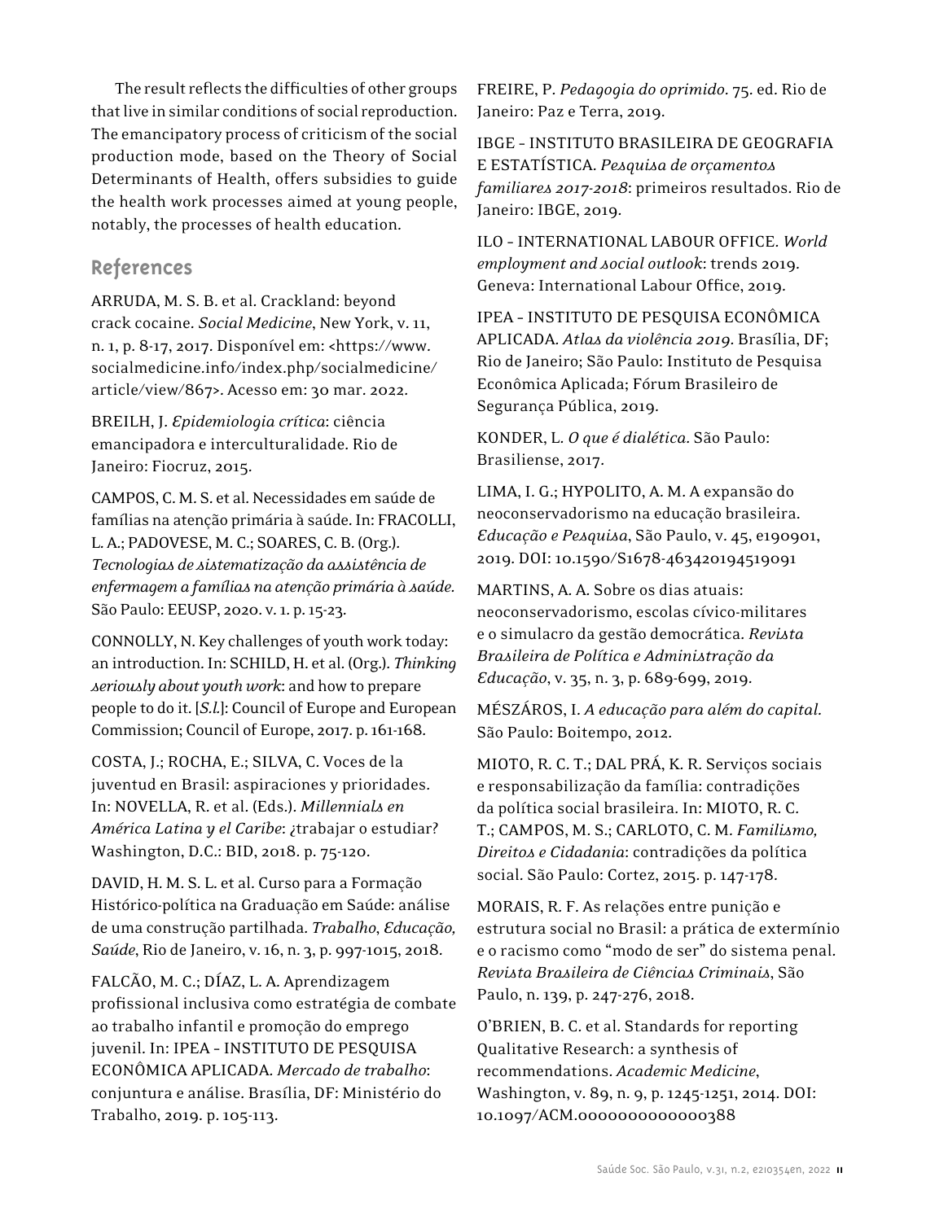The result reflects the difficulties of other groups that live in similar conditions of social reproduction. The emancipatory process of criticism of the social production mode, based on the Theory of Social Determinants of Health, offers subsidies to guide the health work processes aimed at young people, notably, the processes of health education.

## References

ARRUDA, M. S. B. et al. Crackland: beyond crack cocaine. *Social Medicine*, New York, v. 11, n. 1, p. 8-17, 2017. Disponível em: <https://www.socialmedicine.info/index.php/socialmedicine/article/view/867>. Acesso em: 30 mar. 2022.

BREILH, J. *Epidemiologia crítica*: ciência emancipadora e interculturalidade. Rio de Janeiro: Fiocruz, 2015.

CAMPOS, C. M. S. et al. Necessidades em saúde de famílias na atenção primária à saúde. In: FRACOLLI, L. A.; PADOVESE, M. C.; SOARES, C. B. (Org.). *Tecnologias de sistematização da assistência de enfermagem a famílias na atenção primária à saúde*. São Paulo: EEUSP, 2020. v. 1. p. 15-23.

CONNOLLY, N. Key challenges of youth work today: an introduction. In: SCHILD, H. et al. (Org.). *Thinking seriously about youth work*: and how to prepare people to do it. [*S.l.*]: Council of Europe and European Commission; Council of Europe, 2017. p. 161-168.

COSTA, J.; ROCHA, E.; SILVA, C. Voces de la juventud en Brasil: aspiraciones y prioridades. In: NOVELLA, R. et al. (Eds.). *Millennials en América Latina y el Caribe*: ¿trabajar o estudiar? Washington, D.C.: BID, 2018. p. 75-120.

DAVID, H. M. S. L. et al. Curso para a Formação Histórico-política na Graduação em Saúde: análise de uma construção partilhada. *Trabalho, Educação, Saúde*, Rio de Janeiro, v. 16, n. 3, p. 997-1015, 2018.

FALCÃO, M. C.; DÍAZ, L. A. Aprendizagem profissional inclusiva como estratégia de combate ao trabalho infantil e promoção do emprego juvenil. In: IPEA - INSTITUTO DE PESQUISA ECONÔMICA APLICADA. *Mercado de trabalho*: conjuntura e análise. Brasília, DF: Ministério do Trabalho, 2019. p. 105-113.

FREIRE, P. *Pedagogia do oprimido*. 75. ed. Rio de Janeiro: Paz e Terra, 2019.

IBGE - INSTITUTO BRASILEIRA DE GEOGRAFIA E ESTATÍSTICA. *Pesquisa de orçamentos familiares 2017-2018*: primeiros resultados. Rio de Janeiro: IBGE, 2019.

ILO - INTERNATIONAL LABOUR OFFICE. *World employment and social outlook*: trends 2019. Geneva: International Labour Office, 2019.

IPEA - INSTITUTO DE PESQUISA ECONÔMICA APLICADA. *Atlas da violência 2019*. Brasília, DF; Rio de Janeiro; São Paulo: Instituto de Pesquisa Econômica Aplicada; Fórum Brasileiro de Segurança Pública, 2019.

KONDER, L. *O que é dialética*. São Paulo: Brasiliense, 2017.

LIMA, I. G.; HYPOLITO, A. M. A expansão do neoconservadorismo na educação brasileira. *Educação e Pesquisa*, São Paulo, v. 45, e190901, 2019. DOI: 10.1590/S1678-463420194519091

MARTINS, A. A. Sobre os dias atuais: neoconservadorismo, escolas cívico-militares e o simulacro da gestão democrática. *Revista Brasileira de Política e Administração da Educação*, v. 35, n. 3, p. 689-699, 2019.

MÉSZÁROS, I. *A educação para além do capital*. São Paulo: Boitempo, 2012.

MIOTO, R. C. T.; DAL PRÁ, K. R. Serviços sociais e responsabilização da família: contradições da política social brasileira. In: MIOTO, R. C. T.; CAMPOS, M. S.; CARLOTO, C. M. *Familismo, Direitos e Cidadania*: contradições da política social. São Paulo: Cortez, 2015. p. 147-178.

MORAIS, R. F. As relações entre punição e estrutura social no Brasil: a prática de extermínio e o racismo como "modo de ser" do sistema penal. *Revista Brasileira de Ciências Criminais*, São Paulo, n. 139, p. 247-276, 2018.

O'BRIEN, B. C. et al. Standards for reporting Qualitative Research: a synthesis of recommendations. *Academic Medicine*, Washington, v. 89, n. 9, p. 1245-1251, 2014. DOI: 10.1097/ACM.0000000000000388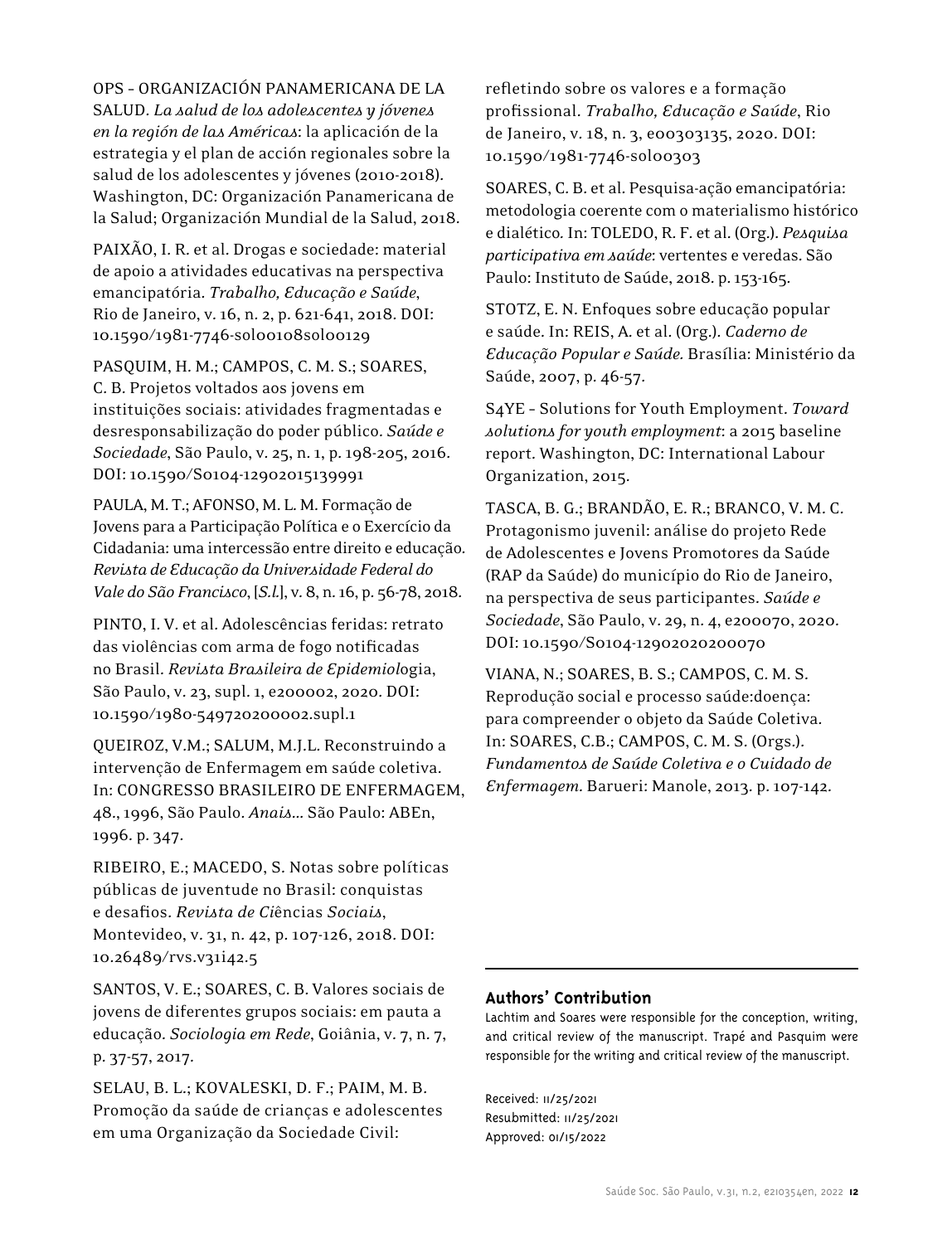OPS – ORGANIZACIÓN PANAMERICANA DE LA SALUD. *La salud de los adolescentes y jóvenes en la región de las Américas*: la aplicación de la estrategia y el plan de acción regionales sobre la salud de los adolescentes y jóvenes (2010-2018). Washington, DC: Organización Panamericana de la Salud; Organización Mundial de la Salud, 2018.

PAIXÃO, I. R. et al. Drogas e sociedade: material de apoio a atividades educativas na perspectiva emancipatória. *Trabalho, Educação e Saúde*, Rio de Janeiro, v. 16, n. 2, p. 621-641, 2018. DOI: 10.1590/1981-7746-sol00108sol00129

PASQUIM, H. M.; CAMPOS, C. M. S.; SOARES, C. B. Projetos voltados aos jovens em instituições sociais: atividades fragmentadas e desresponsabilização do poder público. *Saúde e Sociedade*, São Paulo, v. 25, n. 1, p. 198-205, 2016. DOI: 10.1590/S0104-12902015139991

PAULA, M. T.; AFONSO, M. L. M. Formação de Jovens para a Participação Política e o Exercício da Cidadania: uma intercessão entre direito e educação. *Revista de Educação da Universidade Federal do Vale do São Francisco*, [*S.l.*], v. 8, n. 16, p. 56-78, 2018.

PINTO, I. V. et al. Adolescências feridas: retrato das violências com arma de fogo notificadas no Brasil. *Revista Brasileira de Epidemiol*ogia, São Paulo, v. 23, supl. 1, e200002, 2020. DOI: 10.1590/1980-549720200002.supl.1

QUEIROZ, V.M.; SALUM, M.J.L. Reconstruindo a intervenção de Enfermagem em saúde coletiva. In: CONGRESSO BRASILEIRO DE ENFERMAGEM, 48., 1996, São Paulo. *Anais...* São Paulo: ABEn, 1996. p. 347.

RIBEIRO, E.; MACEDO, S. Notas sobre políticas públicas de juventude no Brasil: conquistas e desafios. *Revista de Ci*ências *Sociais*, Montevideo, v. 31, n. 42, p. 107-126, 2018. DOI: 10.26489/rvs.v31i42.5

SANTOS, V. E.; SOARES, C. B. Valores sociais de jovens de diferentes grupos sociais: em pauta a educação. *Sociologia em Rede*, Goiânia, v. 7, n. 7, p. 37-57, 2017.

SELAU, B. L.; KOVALESKI, D. F.; PAIM, M. B. Promoção da saúde de crianças e adolescentes em uma Organização da Sociedade Civil: refletindo sobre os valores e a formação profissional. *Trabalho, Educação e Saúde*, Rio de Janeiro, v. 18, n. 3, e00303135, 2020. DOI: 10.1590/1981-7746-sol00303

SOARES, C. B. et al. Pesquisa-ação emancipatória: metodologia coerente com o materialismo histórico e dialético. In: TOLEDO, R. F. et al. (Org.). *Pesquisa participativa em saúde*: vertentes e veredas. São Paulo: Instituto de Saúde, 2018. p. 153-165.

STOTZ, E. N. Enfoques sobre educação popular e saúde. In: REIS, A. et al. (Org.). *Caderno de Educação Popular e Saúde.* Brasília: Ministério da Saúde, 2007, p. 46-57.

S4YE – Solutions for Youth Employment. *Toward solutions for youth employment*: a 2015 baseline report. Washington, DC: International Labour Organization, 2015.

TASCA, B. G.; BRANDÃO, E. R.; BRANCO, V. M. C. Protagonismo juvenil: análise do projeto Rede de Adolescentes e Jovens Promotores da Saúde (RAP da Saúde) do município do Rio de Janeiro, na perspectiva de seus participantes. *Saúde e Sociedade*, São Paulo, v. 29, n. 4, e200070, 2020. DOI: 10.1590/S0104-12902020200070

VIANA, N.; SOARES, B. S.; CAMPOS, C. M. S. Reprodução social e processo saúde:doença: para compreender o objeto da Saúde Coletiva. In: SOARES, C.B.; CAMPOS, C. M. S. (Orgs.). *Fundamentos de Saúde Coletiva e o Cuidado de Enfermagem.* Barueri: Manole, 2013. p. 107-142.

## Authors' Contribution

Lachtim and Soares were responsible for the conception, writing, and critical review of the manuscript. Trapé and Pasquim were responsible for the writing and critical review of the manuscript.

Received: 11/25/2021
Resubmitted: 11/25/2021
Approved: 01/15/2022